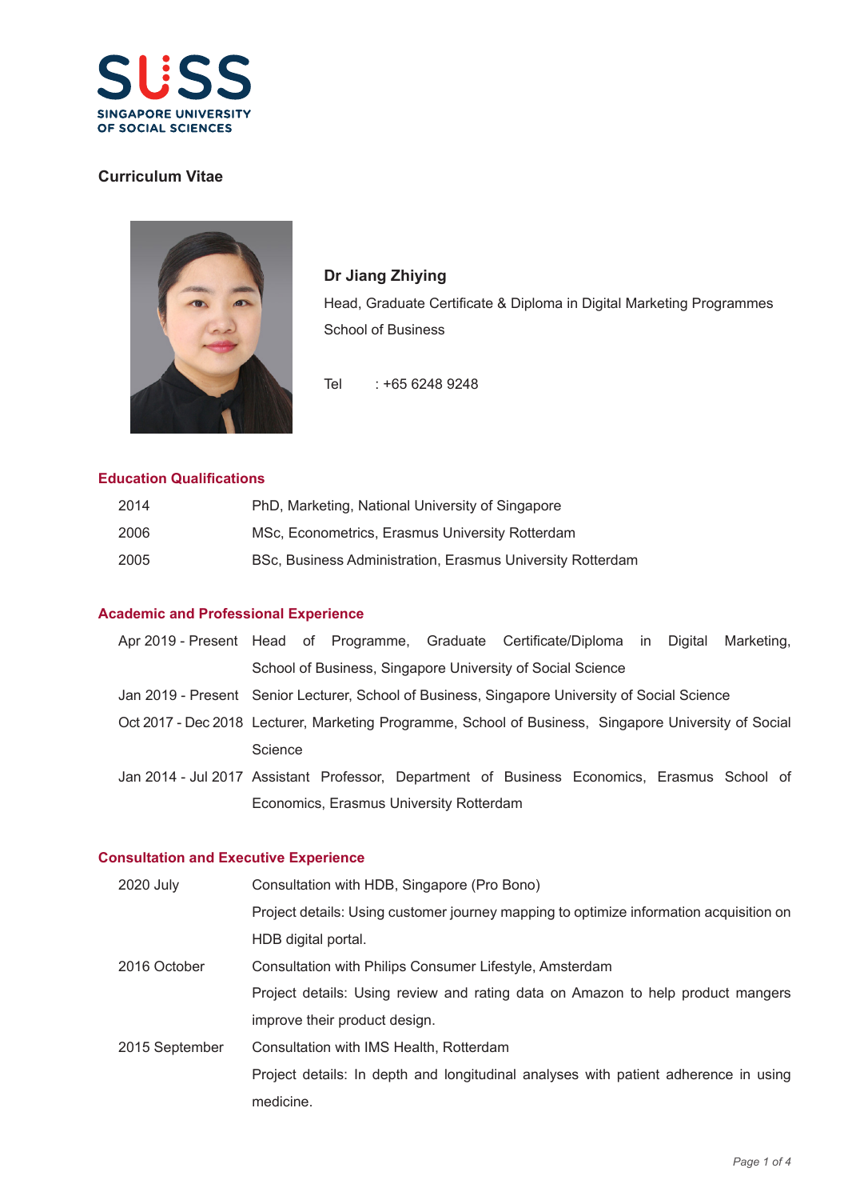SUSS
SINGAPORE UNIVERSITY OF SOCIAL SCIENCES

# Curriculum Vitae

**Dr Jiang Zhiying**

Head, Graduate Certificate & Diploma in Digital Marketing Programmes

School of Business

Tel : +65 6248 9248

## Education Qualifications

| | |
|---|---|
| 2014 | PhD, Marketing, National University of Singapore |
| 2006 | MSc, Econometrics, Erasmus University Rotterdam |
| 2005 | BSc, Business Administration, Erasmus University Rotterdam |

## Academic and Professional Experience

| | |
|---|---|
| Apr 2019 - Present | Head of Programme, Graduate Certificate/Diploma in Digital Marketing, School of Business, Singapore University of Social Science |
| Jan 2019 - Present | Senior Lecturer, School of Business, Singapore University of Social Science |
| Oct 2017 - Dec 2018 | Lecturer, Marketing Programme, School of Business, Singapore University of Social Science |
| Jan 2014 - Jul 2017 | Assistant Professor, Department of Business Economics, Erasmus School of Economics, Erasmus University Rotterdam |

## Consultation and Executive Experience

| | |
|---|---|
| 2020 July | Consultation with HDB, Singapore (Pro Bono) |
| | Project details: Using customer journey mapping to optimize information acquisition on HDB digital portal. |
| 2016 October | Consultation with Philips Consumer Lifestyle, Amsterdam |
| | Project details: Using review and rating data on Amazon to help product mangers improve their product design. |
| 2015 September | Consultation with IMS Health, Rotterdam |
| | Project details: In depth and longitudinal analyses with patient adherence in using medicine. |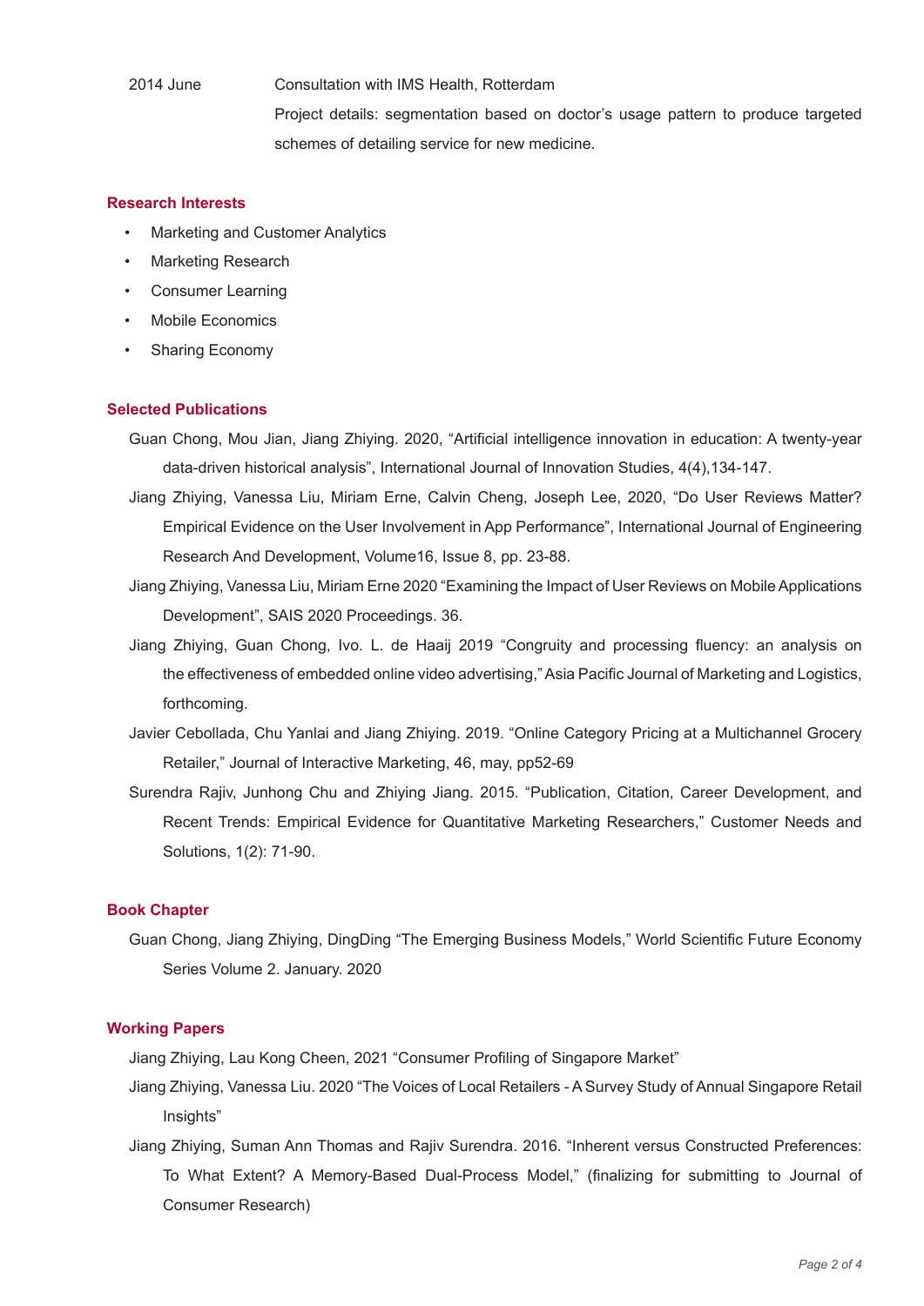2014 June    Consultation with IMS Health, Rotterdam

Project details: segmentation based on doctor's usage pattern to produce targeted schemes of detailing service for new medicine.

## Research Interests

- Marketing and Customer Analytics
- Marketing Research
- Consumer Learning
- Mobile Economics
- Sharing Economy

## Selected Publications

Guan Chong, Mou Jian, Jiang Zhiying. 2020, "Artificial intelligence innovation in education: A twenty-year data-driven historical analysis", International Journal of Innovation Studies, 4(4),134-147.

Jiang Zhiying, Vanessa Liu, Miriam Erne, Calvin Cheng, Joseph Lee, 2020, "Do User Reviews Matter? Empirical Evidence on the User Involvement in App Performance", International Journal of Engineering Research And Development, Volume16, Issue 8, pp. 23-88.

Jiang Zhiying, Vanessa Liu, Miriam Erne 2020 "Examining the Impact of User Reviews on Mobile Applications Development", SAIS 2020 Proceedings. 36.

Jiang Zhiying, Guan Chong, Ivo. L. de Haaij 2019 "Congruity and processing fluency: an analysis on the effectiveness of embedded online video advertising," Asia Pacific Journal of Marketing and Logistics, forthcoming.

Javier Cebollada, Chu Yanlai and Jiang Zhiying. 2019. "Online Category Pricing at a Multichannel Grocery Retailer," Journal of Interactive Marketing, 46, may, pp52-69

Surendra Rajiv, Junhong Chu and Zhiying Jiang. 2015. "Publication, Citation, Career Development, and Recent Trends: Empirical Evidence for Quantitative Marketing Researchers," Customer Needs and Solutions, 1(2): 71-90.

## Book Chapter

Guan Chong, Jiang Zhiying, DingDing "The Emerging Business Models," World Scientific Future Economy Series Volume 2. January. 2020

## Working Papers

Jiang Zhiying, Lau Kong Cheen, 2021 "Consumer Profiling of Singapore Market"

Jiang Zhiying, Vanessa Liu. 2020 "The Voices of Local Retailers - A Survey Study of Annual Singapore Retail Insights"

Jiang Zhiying, Suman Ann Thomas and Rajiv Surendra. 2016. "Inherent versus Constructed Preferences: To What Extent? A Memory-Based Dual-Process Model," (finalizing for submitting to Journal of Consumer Research)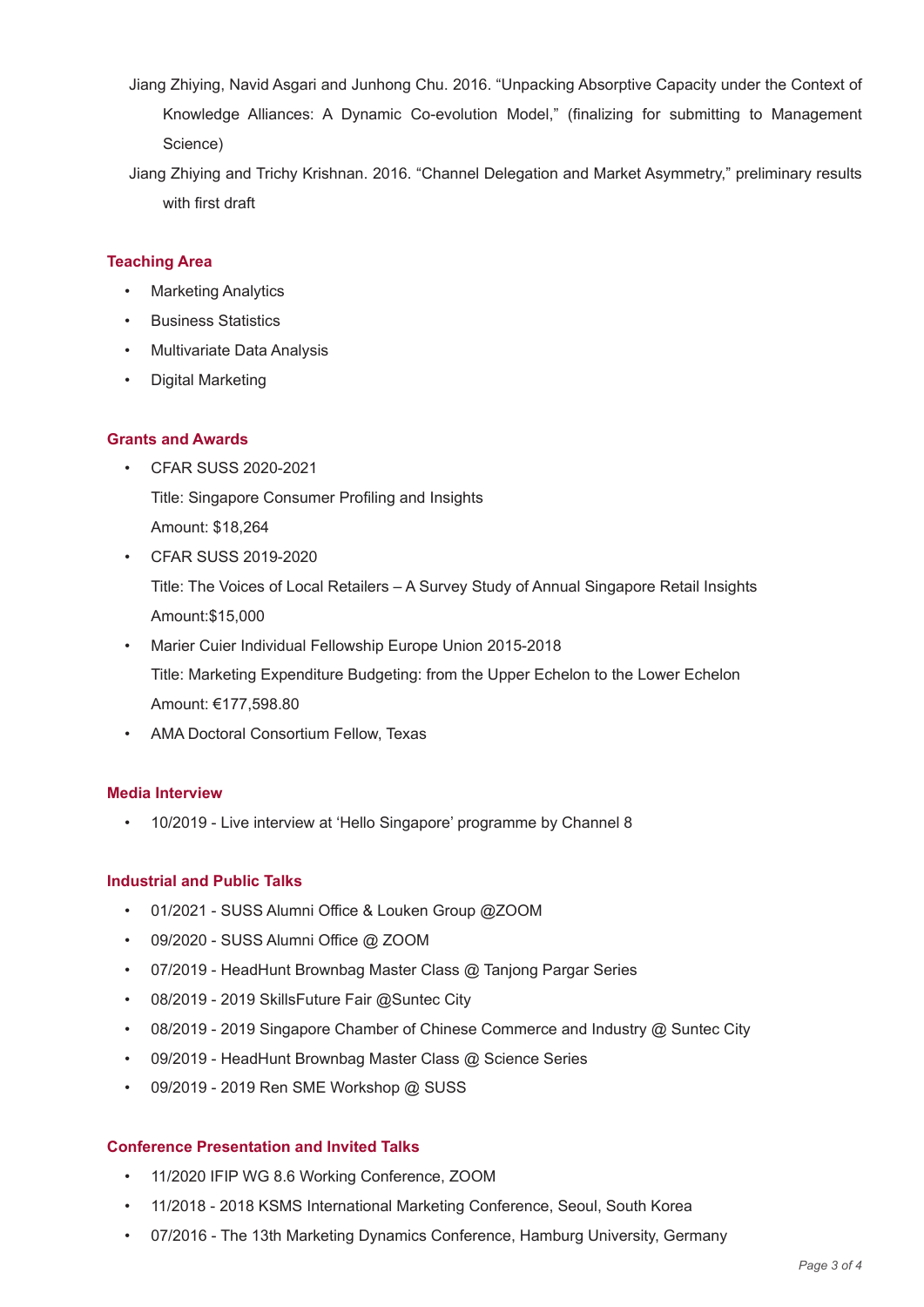Jiang Zhiying, Navid Asgari and Junhong Chu. 2016. "Unpacking Absorptive Capacity under the Context of Knowledge Alliances: A Dynamic Co-evolution Model," (finalizing for submitting to Management Science)

Jiang Zhiying and Trichy Krishnan. 2016. "Channel Delegation and Market Asymmetry," preliminary results with first draft

## Teaching Area

- Marketing Analytics
- Business Statistics
- Multivariate Data Analysis
- Digital Marketing

## Grants and Awards

- CFAR SUSS 2020-2021
  Title: Singapore Consumer Profiling and Insights
  Amount: $18,264
- CFAR SUSS 2019-2020
  Title: The Voices of Local Retailers – A Survey Study of Annual Singapore Retail Insights
  Amount:$15,000
- Marier Cuier Individual Fellowship Europe Union 2015-2018
  Title: Marketing Expenditure Budgeting: from the Upper Echelon to the Lower Echelon
  Amount: €177,598.80
- AMA Doctoral Consortium Fellow, Texas

## Media Interview

- 10/2019 - Live interview at 'Hello Singapore' programme by Channel 8

## Industrial and Public Talks

- 01/2021 - SUSS Alumni Office & Louken Group @ZOOM
- 09/2020 - SUSS Alumni Office @ ZOOM
- 07/2019 - HeadHunt Brownbag Master Class @ Tanjong Pargar Series
- 08/2019 - 2019 SkillsFuture Fair @Suntec City
- 08/2019 - 2019 Singapore Chamber of Chinese Commerce and Industry @ Suntec City
- 09/2019 - HeadHunt Brownbag Master Class @ Science Series
- 09/2019 - 2019 Ren SME Workshop @ SUSS

## Conference Presentation and Invited Talks

- 11/2020 IFIP WG 8.6 Working Conference, ZOOM
- 11/2018 - 2018 KSMS International Marketing Conference, Seoul, South Korea
- 07/2016 - The 13th Marketing Dynamics Conference, Hamburg University, Germany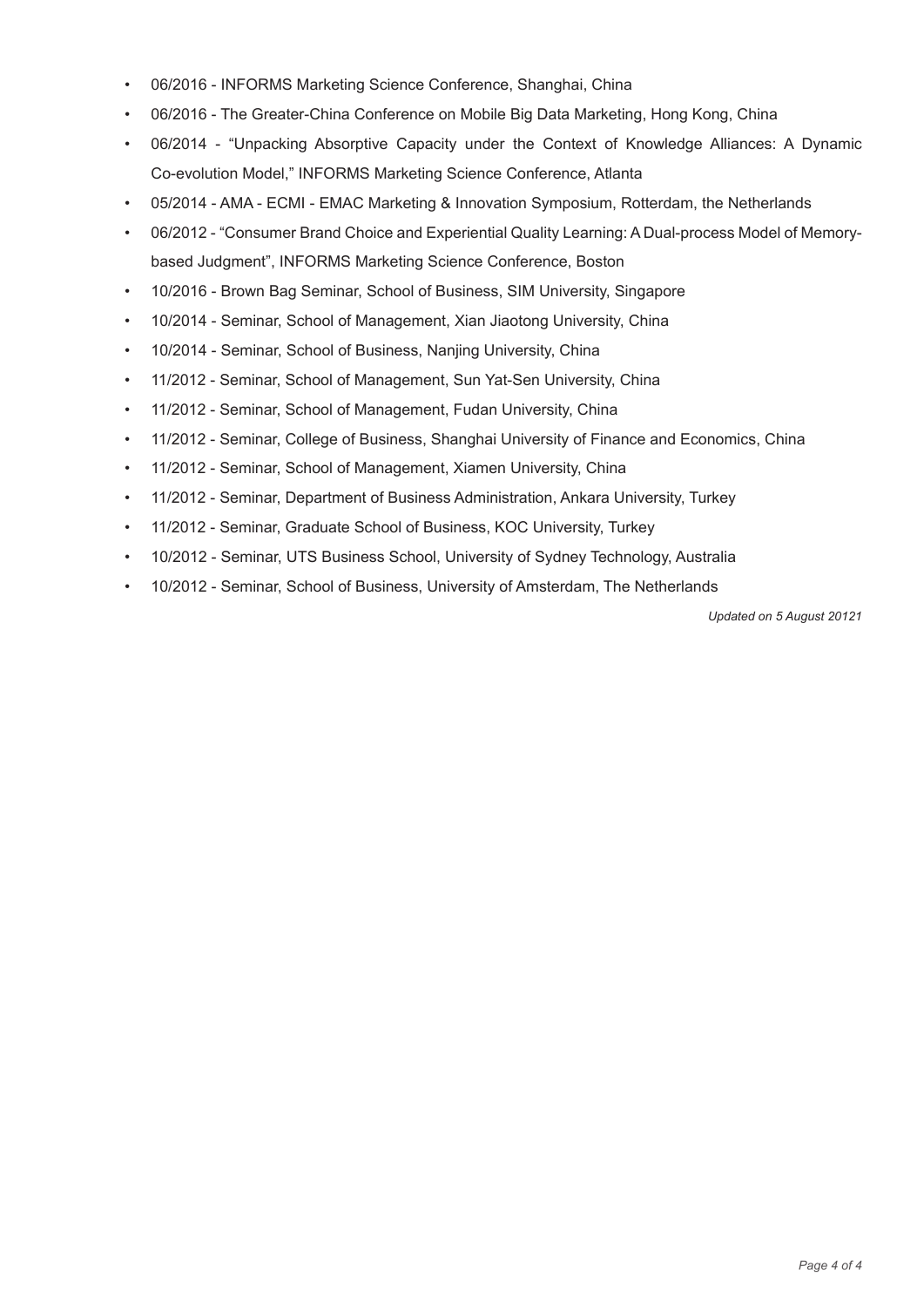- 06/2016 - INFORMS Marketing Science Conference, Shanghai, China
- 06/2016 - The Greater-China Conference on Mobile Big Data Marketing, Hong Kong, China
- 06/2014 - "Unpacking Absorptive Capacity under the Context of Knowledge Alliances: A Dynamic Co-evolution Model," INFORMS Marketing Science Conference, Atlanta
- 05/2014 - AMA - ECMI - EMAC Marketing & Innovation Symposium, Rotterdam, the Netherlands
- 06/2012 - "Consumer Brand Choice and Experiential Quality Learning: A Dual-process Model of Memory-based Judgment", INFORMS Marketing Science Conference, Boston
- 10/2016 - Brown Bag Seminar, School of Business, SIM University, Singapore
- 10/2014 - Seminar, School of Management, Xian Jiaotong University, China
- 10/2014 - Seminar, School of Business, Nanjing University, China
- 11/2012 - Seminar, School of Management, Sun Yat-Sen University, China
- 11/2012 - Seminar, School of Management, Fudan University, China
- 11/2012 - Seminar, College of Business, Shanghai University of Finance and Economics, China
- 11/2012 - Seminar, School of Management, Xiamen University, China
- 11/2012 - Seminar, Department of Business Administration, Ankara University, Turkey
- 11/2012 - Seminar, Graduate School of Business, KOC University, Turkey
- 10/2012 - Seminar, UTS Business School, University of Sydney Technology, Australia
- 10/2012 - Seminar, School of Business, University of Amsterdam, The Netherlands

*Updated on 5 August 20121*